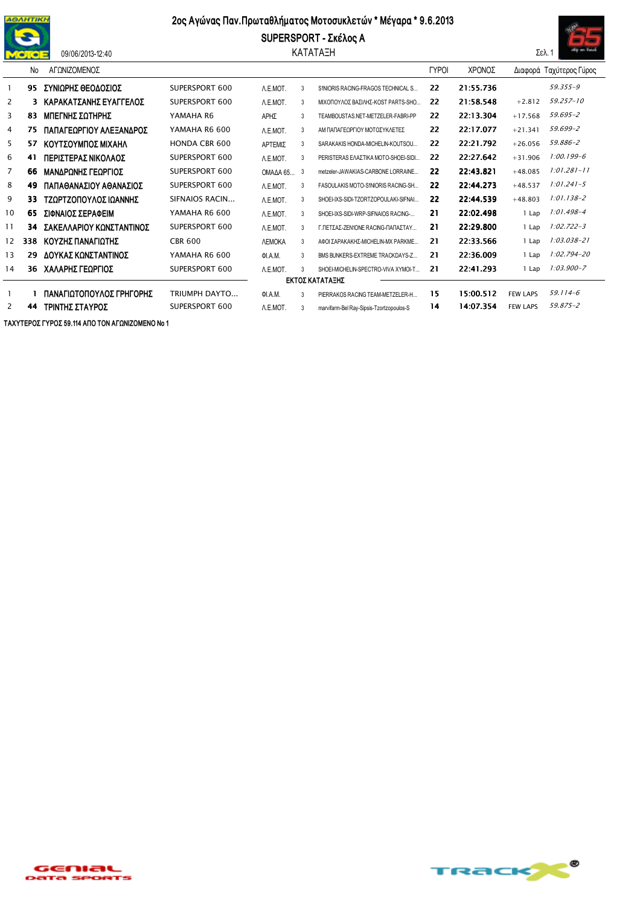# 2ος Αγώνας Παν.Πρωταθλήματος Μοτοσυκλετών * Μέγαρα * 9.6.2013

## SUPERSPORT - Σκέλος Α

### ΚΑΤΑΤΑΞΗ

09/06/2013-12:40

|  | No | ΑΓΩΝΙΖΟΜΕΝΟΣ |  |  |  |  | ΓΥΡΟΙ | ΧΡΟΝΟΣ | Διαφορά | Ταχύτερος Γύρος |
|---|---|---|---|---|---|---|---|---|---|---|
| 1 | 95 | ΣΥΝΙΩΡΗΣ ΘΕΟΔΟΣΙΟΣ | SUPERSPORT 600 | Λ.Ε.ΜΟΤ. | 3 | S1NIORIS RACING-FRAGOS TECHNICAL S... | 22 | 21:55.736 |  | 59.355-9 |
| 2 | 3 | ΚΑΡΑΚΑΤΣΑΝΗΣ ΕΥΑΓΓΕΛΟΣ | SUPERSPORT 600 | Λ.Ε.ΜΟΤ. | 3 | ΜΙΧΟΠΟΥΛΟΣ ΒΑΣΙΛΗΣ-KOST PARTS-SHO... | 22 | 21:58.548 | +2.812 | 59.257-10 |
| 3 | 83 | ΜΠΕΓΝΗΣ ΣΩΤΗΡΗΣ | YAMAHA R6 | ΑΡΗΣ | 3 | TEAMBOUSTAS.NET-METZELER-FABRI-PP | 22 | 22:13.304 | +17.568 | 59.695-2 |
| 4 | 75 | ΠΑΠΑΓΕΩΡΓΙΟΥ ΑΛΕΞΑΝΔΡΟΣ | YAMAHA R6 600 | Λ.Ε.ΜΟΤ. | 3 | ΑΜ ΠΑΠΑΓΕΩΡΓΙΟΥ ΜΟΤΟΣΥΚΛΕΤΕΣ | 22 | 22:17.077 | +21.341 | 59.699-2 |
| 5 | 57 | ΚΟΥΤΣΟΥΜΠΟΣ ΜΙΧΑΗΛ | HONDA CBR 600 | ΑΡΤΕΜΙΣ | 3 | SARAKAKIS HONDA-MICHELIN-KOUTSOU... | 22 | 22:21.792 | +26.056 | 59.886-2 |
| 6 | 41 | ΠΕΡΙΣΤΕΡΑΣ ΝΙΚΟΛΑΟΣ | SUPERSPORT 600 | Λ.Ε.ΜΟΤ. | 3 | PERISTERAS ΕΛΑΣΤΙΚΑ MOTO-SHOEI-SIDI... | 22 | 22:27.642 | +31.906 | 1:00.199-6 |
| 7 | 66 | ΜΑΝΔΡΩΝΗΣ ΓΕΩΡΓΙΟΣ | SUPERSPORT 600 | ΟΜΑΔΑ 65... | 3 | metzeler-JAWAKIAS-CARBONE LORRAINE... | 22 | 22:43.821 | +48.085 | 1:01.281-11 |
| 8 | 49 | ΠΑΠΑΘΑΝΑΣΙΟΥ ΑΘΑΝΑΣΙΟΣ | SUPERSPORT 600 | Λ.Ε.ΜΟΤ. | 3 | FASOULAKIS MOTO-S1NIORIS RACING-SH... | 22 | 22:44.273 | +48.537 | 1:01.241-5 |
| 9 | 33 | ΤΖΩΡΤΖΟΠΟΥΛΟΣ ΙΩΑΝΝΗΣ | SIFNAIOS RACIN... | Λ.Ε.ΜΟΤ. | 3 | SHOEI-IXS-SIDI-TZORTZOPOULAKI-SIFNAI... | 22 | 22:44.539 | +48.803 | 1:01.138-2 |
| 10 | 65 | ΣΙΦΝΑΙΟΣ ΣΕΡΑΦΕΙΜ | YAMAHA R6 600 | Λ.Ε.ΜΟΤ. | 3 | SHOEI-IXS-SIDI-WRP-SIFNAIOS RACING-... | 21 | 22:02.498 | 1 Lap | 1:01.498-4 |
| 11 | 34 | ΣΑΚΕΛΛΑΡΙΟΥ ΚΩΝΣΤΑΝΤΙΝΟΣ | SUPERSPORT 600 | Λ.Ε.ΜΟΤ. | 3 | Γ.ΠΕΤΣΑΣ-ΖΕΝ1ΟΝΕ RACING-ΠΑΠΑΣΤΑΥ... | 21 | 22:29.800 | 1 Lap | 1:02.722-3 |
| 12 | 338 | ΚΟΥΖΗΣ ΠΑΝΑΓΙΩΤΗΣ | CBR 600 | ΛΕΜΟΚΑ | 3 | ΑΦΟΙ ΣΑΡΑΚΑΚΗΣ-MICHELIN-MX PARKME... | 21 | 22:33.566 | 1 Lap | 1:03.038-21 |
| 13 | 29 | ΔΟΥΚΑΣ ΚΩΝΣΤΑΝΤΙΝΟΣ | YAMAHA R6 600 | ΦΙ.Α.Μ. | 3 | BMS BUNKERS-EXTREME TRACKDAYS-Z... | 21 | 22:36.009 | 1 Lap | 1:02.794-20 |
| 14 | 36 | ΧΑΛΑΡΗΣ ΓΕΩΡΓΙΟΣ | SUPERSPORT 600 | Λ.Ε.ΜΟΤ. | 3 | SHOEI-MICHELIN-SPECTRO-VIVA ΧΥΜΟΙ-Τ... | 21 | 22:41.293 | 1 Lap | 1:03.900-7 |
|  |  | **ΕΚΤΟΣ ΚΑΤΑΤΑΞΗΣ** |  |  |  |  |  |  |  |  |
| 1 | 1 | ΠΑΝΑΓΙΩΤΟΠΟΥΛΟΣ ΓΡΗΓΟΡΗΣ | TRIUMPH DAYTO... | ΦΙ.Α.Μ. | 3 | PIERRAKOS RACING TEAM-METZELER-H... | 15 | 15:00.512 | FEW LAPS | 59.114-6 |
| 2 | 44 | ΤΡΙΠΤΗΣ ΣΤΑΥΡΟΣ | SUPERSPORT 600 | Λ.Ε.ΜΟΤ. | 3 | marvifarm-Bel Ray-Sipsis-Tzortzopoulos-S | 14 | 14:07.354 | FEW LAPS | 59.875-2 |

ΤΑΧΥΤΕΡΟΣ ΓΥΡΟΣ 59.114 ΑΠΟ ΤΟΝ ΑΓΩΝΙΖΟΜΕΝΟ No 1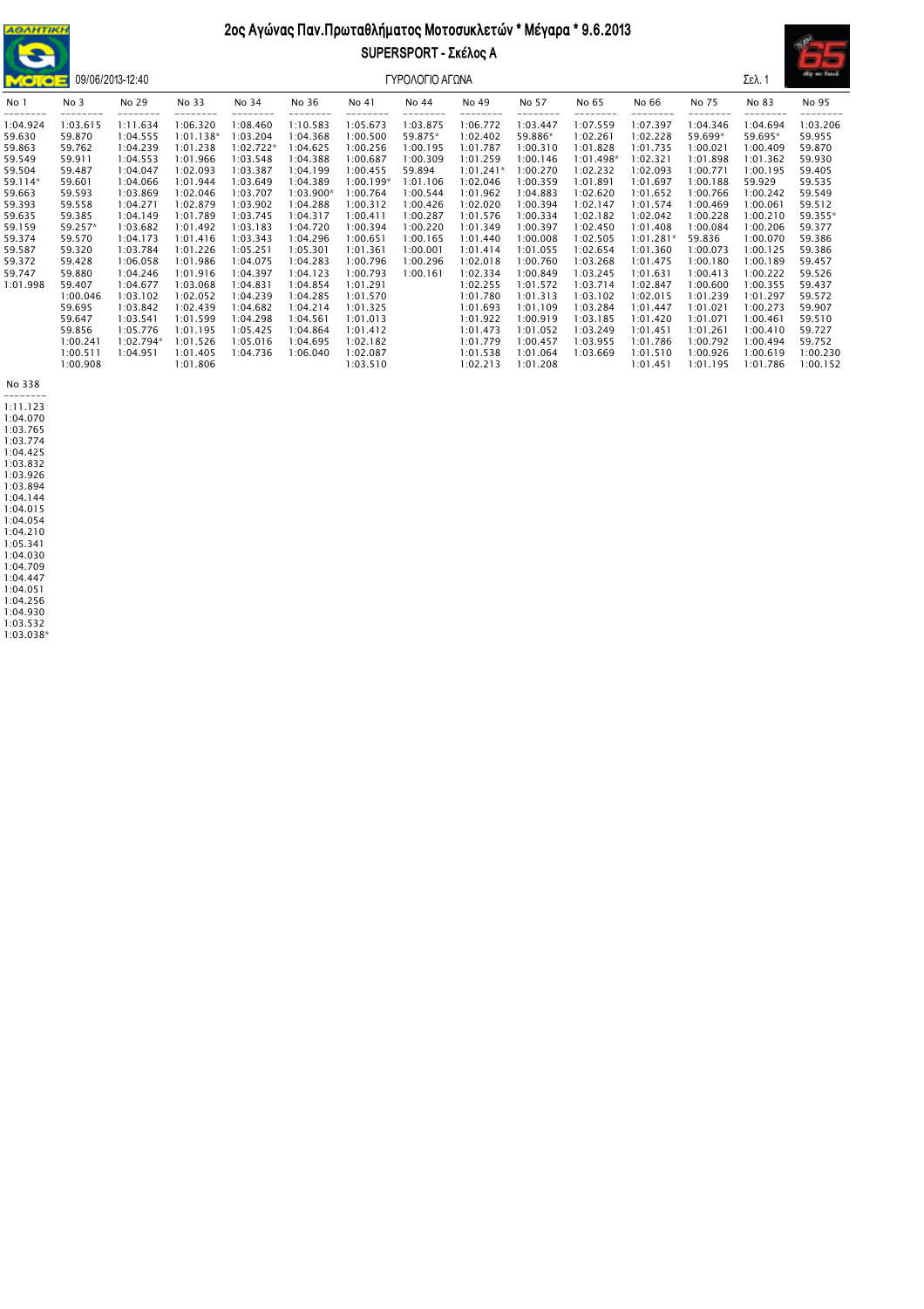# 2ος Αγώνας Παν.Πρωταθλήματος Μοτοσυκλετών * Μέγαρα * 9.6.2013

## SUPERSPORT - Σκέλος Α

09/06/2013-12:40

ΓΥΡΟΛΟΓΙΟ ΑΓΩΝΑ

| No 1 | No 3 | No 29 | No 33 | No 34 | No 36 | No 41 | No 44 | No 49 | No 57 | No 65 | No 66 | No 75 | No 83 | No 95 |
|---|---|---|---|---|---|---|---|---|---|---|---|---|---|---|
| 1:04.924 | 1:03.615 | 1:11.634 | 1:06.320 | 1:08.460 | 1:10.583 | 1:05.673 | 1:03.875 | 1:06.772 | 1:03.447 | 1:07.559 | 1:07.397 | 1:04.346 | 1:04.694 | 1:03.206 |
| 59.630 | 59.870 | 1:04.555 | 1:01.138* | 1:03.204 | 1:04.368 | 1:00.500 | 59.875* | 1:02.402 | 59.886* | 1:02.261 | 1:02.228 | 59.699* | 59.695* | 59.955 |
| 59.863 | 59.762 | 1:04.239 | 1:01.238 | 1:02.722* | 1:04.625 | 1:00.256 | 1:00.195 | 1:01.787 | 1:00.310 | 1:01.828 | 1:01.735 | 1:00.021 | 1:00.409 | 59.870 |
| 59.549 | 59.911 | 1:04.553 | 1:01.966 | 1:03.548 | 1:04.388 | 1:00.687 | 1:00.309 | 1:01.259 | 1:00.146 | 1:01.498* | 1:02.321 | 1:01.898 | 1:01.362 | 59.930 |
| 59.504 | 59.487 | 1:04.047 | 1:02.093 | 1:03.387 | 1:04.199 | 1:00.455 | 59.894 | 1:01.241* | 1:00.270 | 1:02.232 | 1:02.093 | 1:00.771 | 1:00.195 | 59.405 |
| 59.114* | 59.601 | 1:04.066 | 1:01.944 | 1:03.649 | 1:04.389 | 1:00.199* | 1:01.106 | 1:02.046 | 1:00.359 | 1:01.891 | 1:01.697 | 1:00.188 | 59.929 | 59.535 |
| 59.663 | 59.593 | 1:03.869 | 1:02.046 | 1:03.707 | 1:03.900* | 1:00.764 | 1:00.544 | 1:01.962 | 1:04.883 | 1:02.620 | 1:01.652 | 1:00.766 | 1:00.242 | 59.549 |
| 59.393 | 59.558 | 1:04.271 | 1:02.879 | 1:03.902 | 1:04.288 | 1:00.312 | 1:00.426 | 1:02.020 | 1:00.394 | 1:02.147 | 1:01.574 | 1:00.469 | 1:00.061 | 59.512 |
| 59.635 | 59.385 | 1:04.149 | 1:01.789 | 1:03.745 | 1:04.317 | 1:00.411 | 1:00.287 | 1:01.576 | 1:00.334 | 1:02.182 | 1:02.042 | 1:00.228 | 1:00.210 | 59.355* |
| 59.159 | 59.257* | 1:03.682 | 1:01.492 | 1:03.183 | 1:04.720 | 1:00.394 | 1:00.220 | 1:01.349 | 1:00.397 | 1:02.450 | 1:01.408 | 1:00.084 | 1:00.206 | 59.377 |
| 59.374 | 59.570 | 1:04.173 | 1:01.416 | 1:03.343 | 1:04.296 | 1:00.651 | 1:00.165 | 1:01.440 | 1:00.008 | 1:02.505 | 1:01.281* | 59.836 | 1:00.070 | 59.386 |
| 59.587 | 59.320 | 1:03.784 | 1:01.226 | 1:05.251 | 1:05.301 | 1:01.361 | 1:00.001 | 1:01.414 | 1:01.055 | 1:02.654 | 1:01.360 | 1:00.073 | 1:00.125 | 59.386 |
| 59.372 | 59.428 | 1:06.058 | 1:01.986 | 1:04.075 | 1:04.283 | 1:00.796 | 1:00.296 | 1:02.018 | 1:00.760 | 1:03.268 | 1:01.475 | 1:00.180 | 1:00.189 | 59.457 |
| 59.747 | 59.880 | 1:04.246 | 1:01.916 | 1:04.397 | 1:04.123 | 1:00.793 | 1:00.161 | 1:02.334 | 1:00.849 | 1:03.245 | 1:01.631 | 1:00.413 | 1:00.222 | 59.526 |
| 1:01.998 | 59.407 | 1:04.677 | 1:03.068 | 1:04.831 | 1:04.854 | 1:01.291 | | 1:02.255 | 1:01.572 | 1:03.714 | 1:02.847 | 1:00.600 | 1:00.355 | 59.437 |
| | 1:00.046 | 1:03.102 | 1:02.052 | 1:04.239 | 1:04.285 | 1:01.570 | | 1:01.780 | 1:01.313 | 1:03.102 | 1:02.015 | 1:01.239 | 1:01.297 | 59.572 |
| | 59.695 | 1:03.842 | 1:02.439 | 1:04.682 | 1:04.214 | 1:01.325 | | 1:01.693 | 1:01.109 | 1:03.284 | 1:01.447 | 1:01.021 | 1:00.273 | 59.907 |
| | 59.647 | 1:03.541 | 1:01.599 | 1:04.298 | 1:04.561 | 1:01.013 | | 1:01.922 | 1:00.919 | 1:03.185 | 1:01.420 | 1:01.071 | 1:00.461 | 59.510 |
| | 59.856 | 1:05.776 | 1:01.195 | 1:05.425 | 1:04.864 | 1:01.412 | | 1:01.473 | 1:01.052 | 1:03.249 | 1:01.451 | 1:01.261 | 1:00.410 | 59.727 |
| | 1:00.241 | 1:02.794* | 1:01.526 | 1:05.016 | 1:04.695 | 1:02.182 | | 1:01.779 | 1:00.457 | 1:03.955 | 1:01.786 | 1:00.792 | 1:00.494 | 59.752 |
| | 1:00.511 | 1:04.951 | 1:01.405 | 1:04.736 | 1:06.040 | 1:02.087 | | 1:01.538 | 1:01.064 | 1:03.669 | 1:01.510 | 1:00.926 | 1:00.619 | 1:00.230 |
| | 1:00.908 | | 1:01.806 | | | 1:03.510 | | 1:02.213 | 1:01.208 | | 1:01.451 | 1:01.195 | 1:01.786 | 1:00.152 |

| No 338 |
|---|
| 1:11.123 |
| 1:04.070 |
| 1:03.765 |
| 1:03.774 |
| 1:04.425 |
| 1:03.832 |
| 1:03.926 |
| 1:03.894 |
| 1:04.144 |
| 1:04.015 |
| 1:04.054 |
| 1:04.210 |
| 1:05.341 |
| 1:04.030 |
| 1:04.709 |
| 1:04.447 |
| 1:04.051 |
| 1:04.256 |
| 1:04.930 |
| 1:03.532 |
| 1:03.038* |